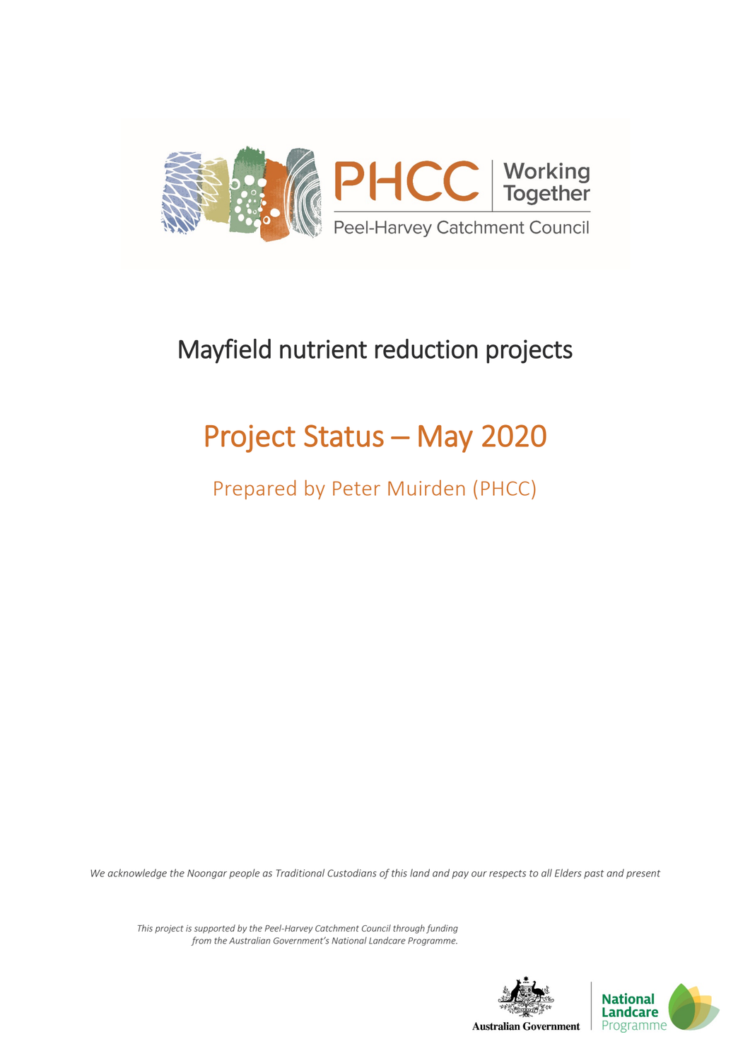PHCC | Working Together

Peel-Harvey Catchment Council

# Mayfield nutrient reduction projects

## Project Status – May 2020

### Prepared by Peter Muirden (PHCC)

*We acknowledge the Noongar people as Traditional Custodians of this land and pay our respects to all Elders past and present*

*This project is supported by the Peel-Harvey Catchment Council through funding from the Australian Government's National Landcare Programme.*

Australian Government | National Landcare Programme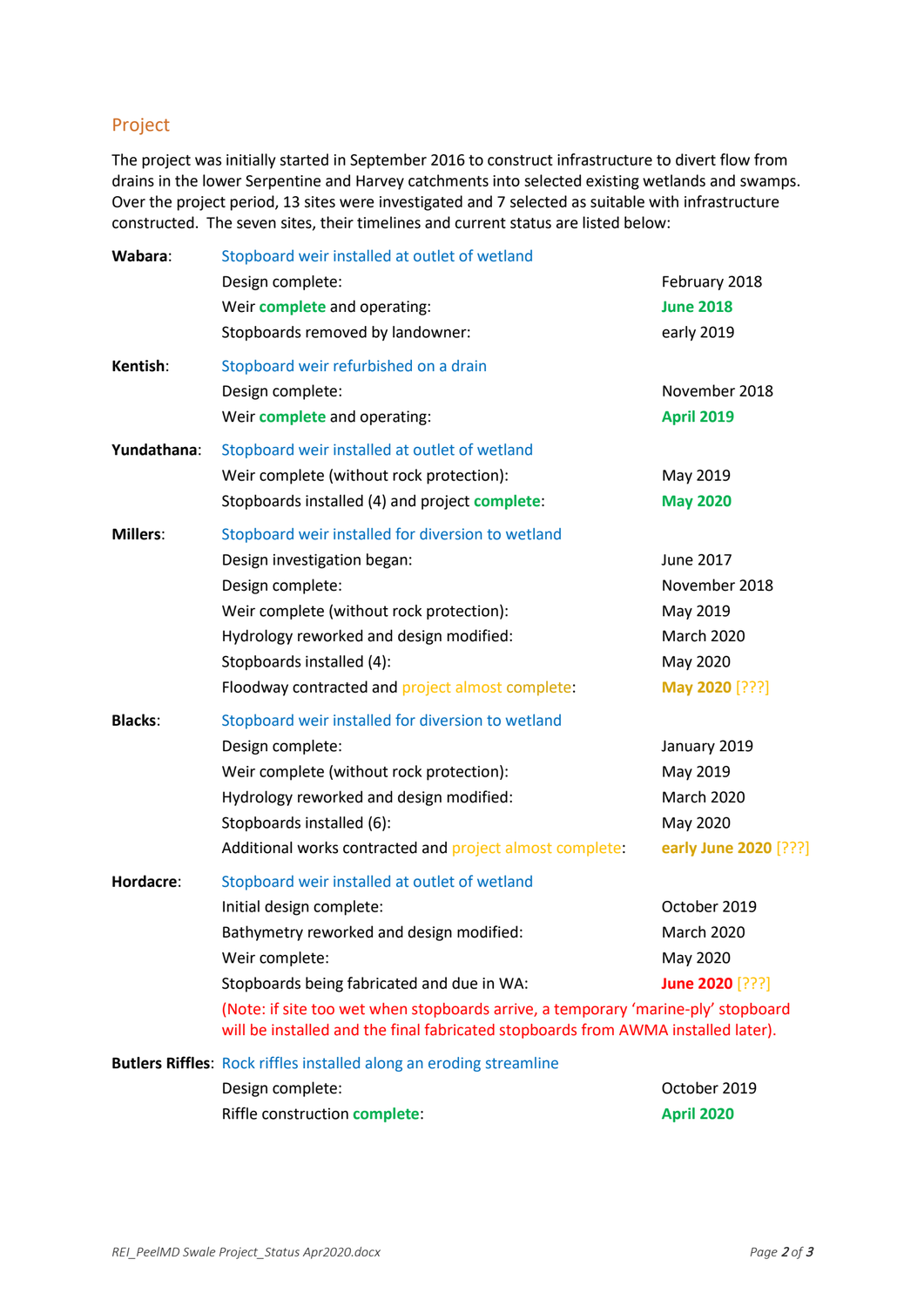## Project

The project was initially started in September 2016 to construct infrastructure to divert flow from drains in the lower Serpentine and Harvey catchments into selected existing wetlands and swamps. Over the project period, 13 sites were investigated and 7 selected as suitable with infrastructure constructed. The seven sites, their timelines and current status are listed below:

**Wabara**: Stopboard weir installed at outlet of wetland

| | |
|---|---|
| Design complete: | February 2018 |
| Weir **complete** and operating: | **June 2018** |
| Stopboards removed by landowner: | early 2019 |

**Kentish**: Stopboard weir refurbished on a drain

| | |
|---|---|
| Design complete: | November 2018 |
| Weir **complete** and operating: | **April 2019** |

**Yundathana**: Stopboard weir installed at outlet of wetland

| | |
|---|---|
| Weir complete (without rock protection): | May 2019 |
| Stopboards installed (4) and project **complete**: | **May 2020** |

**Millers**: Stopboard weir installed for diversion to wetland

| | |
|---|---|
| Design investigation began: | June 2017 |
| Design complete: | November 2018 |
| Weir complete (without rock protection): | May 2019 |
| Hydrology reworked and design modified: | March 2020 |
| Stopboards installed (4): | May 2020 |
| Floodway contracted and project almost complete: | **May 2020** [???] |

**Blacks**: Stopboard weir installed for diversion to wetland

| | |
|---|---|
| Design complete: | January 2019 |
| Weir complete (without rock protection): | May 2019 |
| Hydrology reworked and design modified: | March 2020 |
| Stopboards installed (6): | May 2020 |
| Additional works contracted and project almost complete: | **early June 2020** [???] |

**Hordacre**: Stopboard weir installed at outlet of wetland

| | |
|---|---|
| Initial design complete: | October 2019 |
| Bathymetry reworked and design modified: | March 2020 |
| Weir complete: | May 2020 |
| Stopboards being fabricated and due in WA: | **June 2020** [???] |

(Note: if site too wet when stopboards arrive, a temporary 'marine-ply' stopboard will be installed and the final fabricated stopboards from AWMA installed later).

**Butlers Riffles**: Rock riffles installed along an eroding streamline

| | |
|---|---|
| Design complete: | October 2019 |
| Riffle construction **complete**: | **April 2020** |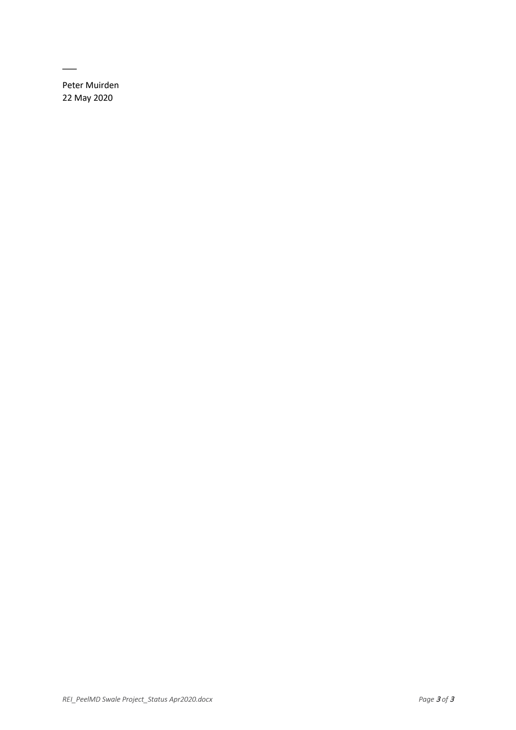___

Peter Muirden
22 May 2020